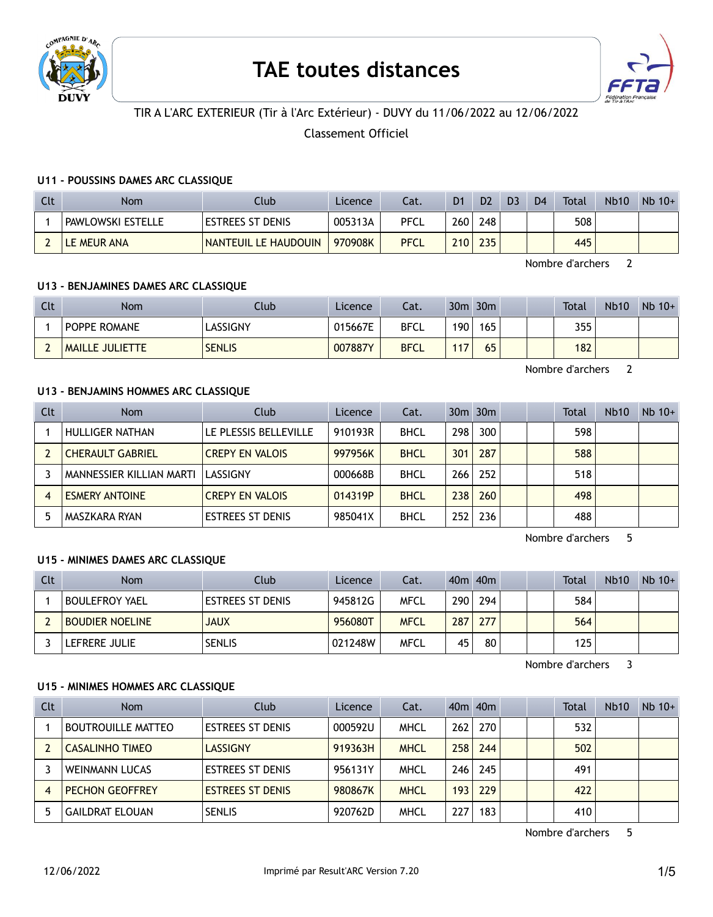# TAE toutes distances

TIR A L'ARC EXTERIEUR (Tir à l'Arc Extérieur) - DUVY du 11/06/2022 au 12/06/2022

Classement Officiel

### U11 - POUSSINS DAMES ARC CLASSIQUE

| Clt | Nom | Club | Licence | Cat. | D1 | D2 | D3 | D4 | Total | Nb10 | Nb 10+ |
|---|---|---|---|---|---|---|---|---|---|---|---|
| 1 | PAWLOWSKI ESTELLE | ESTREES ST DENIS | 005313A | PFCL | 260 | 248 | | | 508 | | |
| 2 | LE MEUR ANA | NANTEUIL LE HAUDOUIN | 970908K | PFCL | 210 | 235 | | | 445 | | |

Nombre d'archers 2

### U13 - BENJAMINES DAMES ARC CLASSIQUE

| Clt | Nom | Club | Licence | Cat. | 30m | 30m | | | Total | Nb10 | Nb 10+ |
|---|---|---|---|---|---|---|---|---|---|---|---|
| 1 | POPPE ROMANE | LASSIGNY | 015667E | BFCL | 190 | 165 | | | 355 | | |
| 2 | MAILLE JULIETTE | SENLIS | 007887Y | BFCL | 117 | 65 | | | 182 | | |

Nombre d'archers 2

### U13 - BENJAMINS HOMMES ARC CLASSIQUE

| Clt | Nom | Club | Licence | Cat. | 30m | 30m | | | Total | Nb10 | Nb 10+ |
|---|---|---|---|---|---|---|---|---|---|---|---|
| 1 | HULLIGER NATHAN | LE PLESSIS BELLEVILLE | 910193R | BHCL | 298 | 300 | | | 598 | | |
| 2 | CHERAULT GABRIEL | CREPY EN VALOIS | 997956K | BHCL | 301 | 287 | | | 588 | | |
| 3 | MANNESSIER KILLIAN MARTI | LASSIGNY | 000668B | BHCL | 266 | 252 | | | 518 | | |
| 4 | ESMERY ANTOINE | CREPY EN VALOIS | 014319P | BHCL | 238 | 260 | | | 498 | | |
| 5 | MASZKARA RYAN | ESTREES ST DENIS | 985041X | BHCL | 252 | 236 | | | 488 | | |

Nombre d'archers 5

### U15 - MINIMES DAMES ARC CLASSIQUE

| Clt | Nom | Club | Licence | Cat. | 40m | 40m | | | Total | Nb10 | Nb 10+ |
|---|---|---|---|---|---|---|---|---|---|---|---|
| 1 | BOULEFROY YAEL | ESTREES ST DENIS | 945812G | MFCL | 290 | 294 | | | 584 | | |
| 2 | BOUDIER NOELINE | JAUX | 956080T | MFCL | 287 | 277 | | | 564 | | |
| 3 | LEFRERE JULIE | SENLIS | 021248W | MFCL | 45 | 80 | | | 125 | | |

Nombre d'archers 3

### U15 - MINIMES HOMMES ARC CLASSIQUE

| Clt | Nom | Club | Licence | Cat. | 40m | 40m | | | Total | Nb10 | Nb 10+ |
|---|---|---|---|---|---|---|---|---|---|---|---|
| 1 | BOUTROUILLE MATTEO | ESTREES ST DENIS | 000592U | MHCL | 262 | 270 | | | 532 | | |
| 2 | CASALINHO TIMEO | LASSIGNY | 919363H | MHCL | 258 | 244 | | | 502 | | |
| 3 | WEINMANN LUCAS | ESTREES ST DENIS | 956131Y | MHCL | 246 | 245 | | | 491 | | |
| 4 | PECHON GEOFFREY | ESTREES ST DENIS | 980867K | MHCL | 193 | 229 | | | 422 | | |
| 5 | GAILDRAT ELOUAN | SENLIS | 920762D | MHCL | 227 | 183 | | | 410 | | |

Nombre d'archers 5

12/06/2022 Imprimé par Result'ARC Version 7.20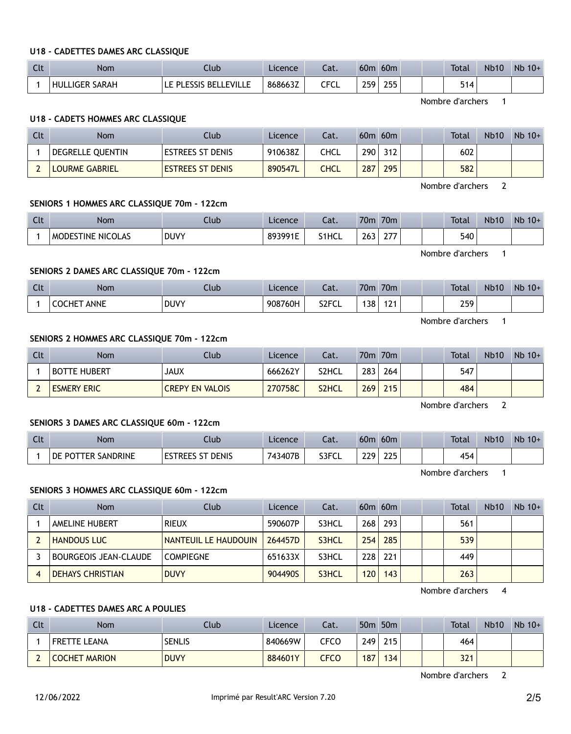#### U18 - CADETTES DAMES ARC CLASSIQUE

| Clt | Nom | Club | Licence | Cat. | 60m | 60m | | | Total | Nb10 | Nb 10+ |
|---|---|---|---|---|---|---|---|---|---|---|---|
| 1 | HULLIGER SARAH | LE PLESSIS BELLEVILLE | 868663Z | CFCL | 259 | 255 | | | 514 | | |

Nombre d'archers 1

#### U18 - CADETS HOMMES ARC CLASSIQUE

| Clt | Nom | Club | Licence | Cat. | 60m | 60m | | | Total | Nb10 | Nb 10+ |
|---|---|---|---|---|---|---|---|---|---|---|---|
| 1 | DEGRELLE QUENTIN | ESTREES ST DENIS | 910638Z | CHCL | 290 | 312 | | | 602 | | |
| 2 | LOURME GABRIEL | ESTREES ST DENIS | 890547L | CHCL | 287 | 295 | | | 582 | | |

Nombre d'archers 2

#### SENIORS 1 HOMMES ARC CLASSIQUE 70m - 122cm

| Clt | Nom | Club | Licence | Cat. | 70m | 70m | | | Total | Nb10 | Nb 10+ |
|---|---|---|---|---|---|---|---|---|---|---|---|
| 1 | MODESTINE NICOLAS | DUVY | 893991E | S1HCL | 263 | 277 | | | 540 | | |

Nombre d'archers 1

#### SENIORS 2 DAMES ARC CLASSIQUE 70m - 122cm

| Clt | Nom | Club | Licence | Cat. | 70m | 70m | | | Total | Nb10 | Nb 10+ |
|---|---|---|---|---|---|---|---|---|---|---|---|
| 1 | COCHET ANNE | DUVY | 908760H | S2FCL | 138 | 121 | | | 259 | | |

Nombre d'archers 1

#### SENIORS 2 HOMMES ARC CLASSIQUE 70m - 122cm

| Clt | Nom | Club | Licence | Cat. | 70m | 70m | | | Total | Nb10 | Nb 10+ |
|---|---|---|---|---|---|---|---|---|---|---|---|
| 1 | BOTTE HUBERT | JAUX | 666262Y | S2HCL | 283 | 264 | | | 547 | | |
| 2 | ESMERY ERIC | CREPY EN VALOIS | 270758C | S2HCL | 269 | 215 | | | 484 | | |

Nombre d'archers 2

#### SENIORS 3 DAMES ARC CLASSIQUE 60m - 122cm

| Clt | Nom | Club | Licence | Cat. | 60m | 60m | | | Total | Nb10 | Nb 10+ |
|---|---|---|---|---|---|---|---|---|---|---|---|
| 1 | DE POTTER SANDRINE | ESTREES ST DENIS | 743407B | S3FCL | 229 | 225 | | | 454 | | |

Nombre d'archers 1

#### SENIORS 3 HOMMES ARC CLASSIQUE 60m - 122cm

| Clt | Nom | Club | Licence | Cat. | 60m | 60m | | | Total | Nb10 | Nb 10+ |
|---|---|---|---|---|---|---|---|---|---|---|---|
| 1 | AMELINE HUBERT | RIEUX | 590607P | S3HCL | 268 | 293 | | | 561 | | |
| 2 | HANDOUS LUC | NANTEUIL LE HAUDOUIN | 264457D | S3HCL | 254 | 285 | | | 539 | | |
| 3 | BOURGEOIS JEAN-CLAUDE | COMPIEGNE | 651633X | S3HCL | 228 | 221 | | | 449 | | |
| 4 | DEHAYS CHRISTIAN | DUVY | 904490S | S3HCL | 120 | 143 | | | 263 | | |

Nombre d'archers 4

#### U18 - CADETTES DAMES ARC A POULIES

| Clt | Nom | Club | Licence | Cat. | 50m | 50m | | | Total | Nb10 | Nb 10+ |
|---|---|---|---|---|---|---|---|---|---|---|---|
| 1 | FRETTE LEANA | SENLIS | 840669W | CFCO | 249 | 215 | | | 464 | | |
| 2 | COCHET MARION | DUVY | 884601Y | CFCO | 187 | 134 | | | 321 | | |

Nombre d'archers 2

12/06/2022 Imprimé par Result'ARC Version 7.20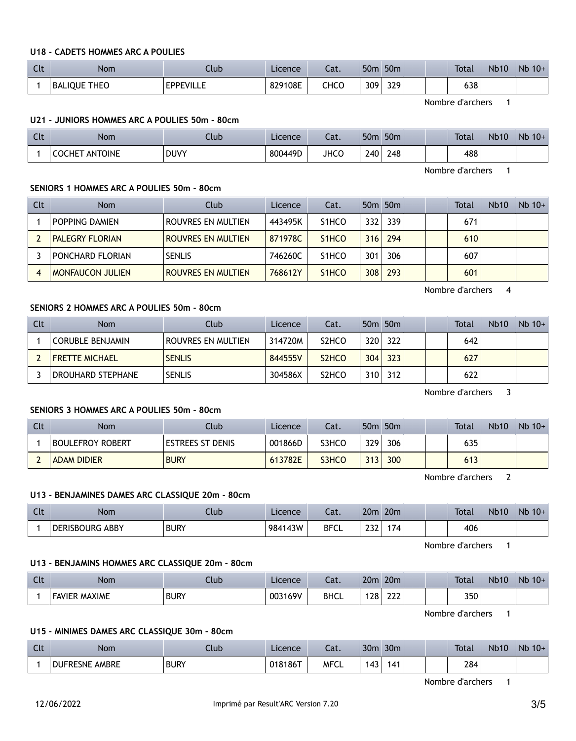#### U18 - CADETS HOMMES ARC A POULIES

| Clt | Nom | Club | Licence | Cat. | 50m | 50m | | | Total | Nb10 | Nb 10+ |
|---|---|---|---|---|---|---|---|---|---|---|---|
| 1 | BALIQUE THEO | EPPEVILLE | 829108E | CHCO | 309 | 329 | | | 638 | | |

Nombre d'archers 1

#### U21 - JUNIORS HOMMES ARC A POULIES 50m - 80cm

| Clt | Nom | Club | Licence | Cat. | 50m | 50m | | | Total | Nb10 | Nb 10+ |
|---|---|---|---|---|---|---|---|---|---|---|---|
| 1 | COCHET ANTOINE | DUVY | 800449D | JHCO | 240 | 248 | | | 488 | | |

Nombre d'archers 1

#### SENIORS 1 HOMMES ARC A POULIES 50m - 80cm

| Clt | Nom | Club | Licence | Cat. | 50m | 50m | | | Total | Nb10 | Nb 10+ |
|---|---|---|---|---|---|---|---|---|---|---|---|
| 1 | POPPING DAMIEN | ROUVRES EN MULTIEN | 443495K | S1HCO | 332 | 339 | | | 671 | | |
| 2 | PALEGRY FLORIAN | ROUVRES EN MULTIEN | 871978C | S1HCO | 316 | 294 | | | 610 | | |
| 3 | PONCHARD FLORIAN | SENLIS | 746260C | S1HCO | 301 | 306 | | | 607 | | |
| 4 | MONFAUCON JULIEN | ROUVRES EN MULTIEN | 768612Y | S1HCO | 308 | 293 | | | 601 | | |

Nombre d'archers 4

#### SENIORS 2 HOMMES ARC A POULIES 50m - 80cm

| Clt | Nom | Club | Licence | Cat. | 50m | 50m | | | Total | Nb10 | Nb 10+ |
|---|---|---|---|---|---|---|---|---|---|---|---|
| 1 | CORUBLE BENJAMIN | ROUVRES EN MULTIEN | 314720M | S2HCO | 320 | 322 | | | 642 | | |
| 2 | FRETTE MICHAEL | SENLIS | 844555V | S2HCO | 304 | 323 | | | 627 | | |
| 3 | DROUHARD STEPHANE | SENLIS | 304586X | S2HCO | 310 | 312 | | | 622 | | |

Nombre d'archers 3

#### SENIORS 3 HOMMES ARC A POULIES 50m - 80cm

| Clt | Nom | Club | Licence | Cat. | 50m | 50m | | | Total | Nb10 | Nb 10+ |
|---|---|---|---|---|---|---|---|---|---|---|---|
| 1 | BOULEFROY ROBERT | ESTREES ST DENIS | 001866D | S3HCO | 329 | 306 | | | 635 | | |
| 2 | ADAM DIDIER | BURY | 613782E | S3HCO | 313 | 300 | | | 613 | | |

Nombre d'archers 2

#### U13 - BENJAMINES DAMES ARC CLASSIQUE 20m - 80cm

| Clt | Nom | Club | Licence | Cat. | 20m | 20m | | | Total | Nb10 | Nb 10+ |
|---|---|---|---|---|---|---|---|---|---|---|---|
| 1 | DERISBOURG ABBY | BURY | 984143W | BFCL | 232 | 174 | | | 406 | | |

Nombre d'archers 1

#### U13 - BENJAMINS HOMMES ARC CLASSIQUE 20m - 80cm

| Clt | Nom | Club | Licence | Cat. | 20m | 20m | | | Total | Nb10 | Nb 10+ |
|---|---|---|---|---|---|---|---|---|---|---|---|
| 1 | FAVIER MAXIME | BURY | 003169V | BHCL | 128 | 222 | | | 350 | | |

Nombre d'archers 1

#### U15 - MINIMES DAMES ARC CLASSIQUE 30m - 80cm

| Clt | Nom | Club | Licence | Cat. | 30m | 30m | | | Total | Nb10 | Nb 10+ |
|---|---|---|---|---|---|---|---|---|---|---|---|
| 1 | DUFRESNE AMBRE | BURY | 018186T | MFCL | 143 | 141 | | | 284 | | |

Nombre d'archers 1

12/06/2022 Imprimé par Result'ARC Version 7.20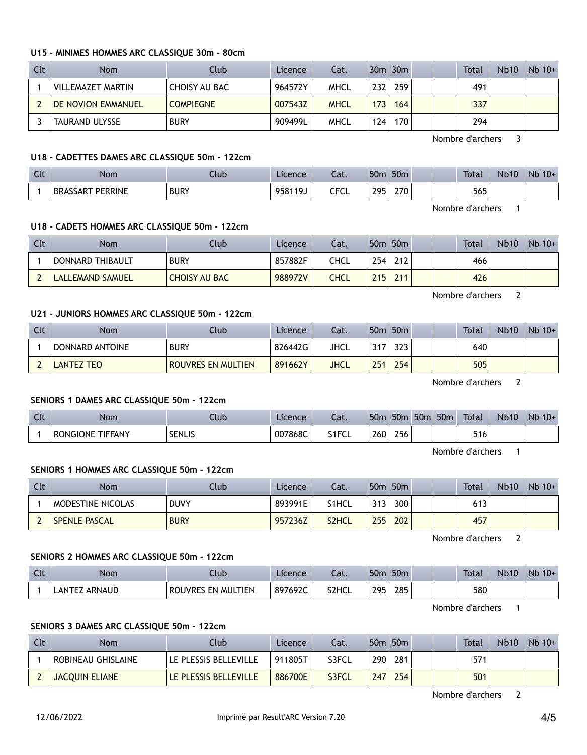### U15 - MINIMES HOMMES ARC CLASSIQUE 30m - 80cm

| Clt | Nom | Club | Licence | Cat. | 30m | 30m | | | Total | Nb10 | Nb 10+ |
|---|---|---|---|---|---|---|---|---|---|---|---|
| 1 | VILLEMAZET MARTIN | CHOISY AU BAC | 964572Y | MHCL | 232 | 259 | | | 491 | | |
| 2 | DE NOVION EMMANUEL | COMPIEGNE | 007543Z | MHCL | 173 | 164 | | | 337 | | |
| 3 | TAURAND ULYSSE | BURY | 909499L | MHCL | 124 | 170 | | | 294 | | |

Nombre d'archers 3

### U18 - CADETTES DAMES ARC CLASSIQUE 50m - 122cm

| Clt | Nom | Club | Licence | Cat. | 50m | 50m | | | Total | Nb10 | Nb 10+ |
|---|---|---|---|---|---|---|---|---|---|---|---|
| 1 | BRASSART PERRINE | BURY | 958119J | CFCL | 295 | 270 | | | 565 | | |

Nombre d'archers 1

### U18 - CADETS HOMMES ARC CLASSIQUE 50m - 122cm

| Clt | Nom | Club | Licence | Cat. | 50m | 50m | | | Total | Nb10 | Nb 10+ |
|---|---|---|---|---|---|---|---|---|---|---|---|
| 1 | DONNARD THIBAULT | BURY | 857882F | CHCL | 254 | 212 | | | 466 | | |
| 2 | LALLEMAND SAMUEL | CHOISY AU BAC | 988972V | CHCL | 215 | 211 | | | 426 | | |

Nombre d'archers 2

### U21 - JUNIORS HOMMES ARC CLASSIQUE 50m - 122cm

| Clt | Nom | Club | Licence | Cat. | 50m | 50m | | | Total | Nb10 | Nb 10+ |
|---|---|---|---|---|---|---|---|---|---|---|---|
| 1 | DONNARD ANTOINE | BURY | 826442G | JHCL | 317 | 323 | | | 640 | | |
| 2 | LANTEZ TEO | ROUVRES EN MULTIEN | 891662Y | JHCL | 251 | 254 | | | 505 | | |

Nombre d'archers 2

### SENIORS 1 DAMES ARC CLASSIQUE 50m - 122cm

| Clt | Nom | Club | Licence | Cat. | 50m | 50m | 50m | 50m | Total | Nb10 | Nb 10+ |
|---|---|---|---|---|---|---|---|---|---|---|---|
| 1 | RONGIONE TIFFANY | SENLIS | 007868C | S1FCL | 260 | 256 | | | 516 | | |

Nombre d'archers 1

### SENIORS 1 HOMMES ARC CLASSIQUE 50m - 122cm

| Clt | Nom | Club | Licence | Cat. | 50m | 50m | | | Total | Nb10 | Nb 10+ |
|---|---|---|---|---|---|---|---|---|---|---|---|
| 1 | MODESTINE NICOLAS | DUVY | 893991E | S1HCL | 313 | 300 | | | 613 | | |
| 2 | SPENLE PASCAL | BURY | 957236Z | S2HCL | 255 | 202 | | | 457 | | |

Nombre d'archers 2

### SENIORS 2 HOMMES ARC CLASSIQUE 50m - 122cm

| Clt | Nom | Club | Licence | Cat. | 50m | 50m | | | Total | Nb10 | Nb 10+ |
|---|---|---|---|---|---|---|---|---|---|---|---|
| 1 | LANTEZ ARNAUD | ROUVRES EN MULTIEN | 897692C | S2HCL | 295 | 285 | | | 580 | | |

Nombre d'archers 1

### SENIORS 3 DAMES ARC CLASSIQUE 50m - 122cm

| Clt | Nom | Club | Licence | Cat. | 50m | 50m | | | Total | Nb10 | Nb 10+ |
|---|---|---|---|---|---|---|---|---|---|---|---|
| 1 | ROBINEAU GHISLAINE | LE PLESSIS BELLEVILLE | 911805T | S3FCL | 290 | 281 | | | 571 | | |
| 2 | JACQUIN ELIANE | LE PLESSIS BELLEVILLE | 886700E | S3FCL | 247 | 254 | | | 501 | | |

Nombre d'archers 2

12/06/2022 Imprimé par Result'ARC Version 7.20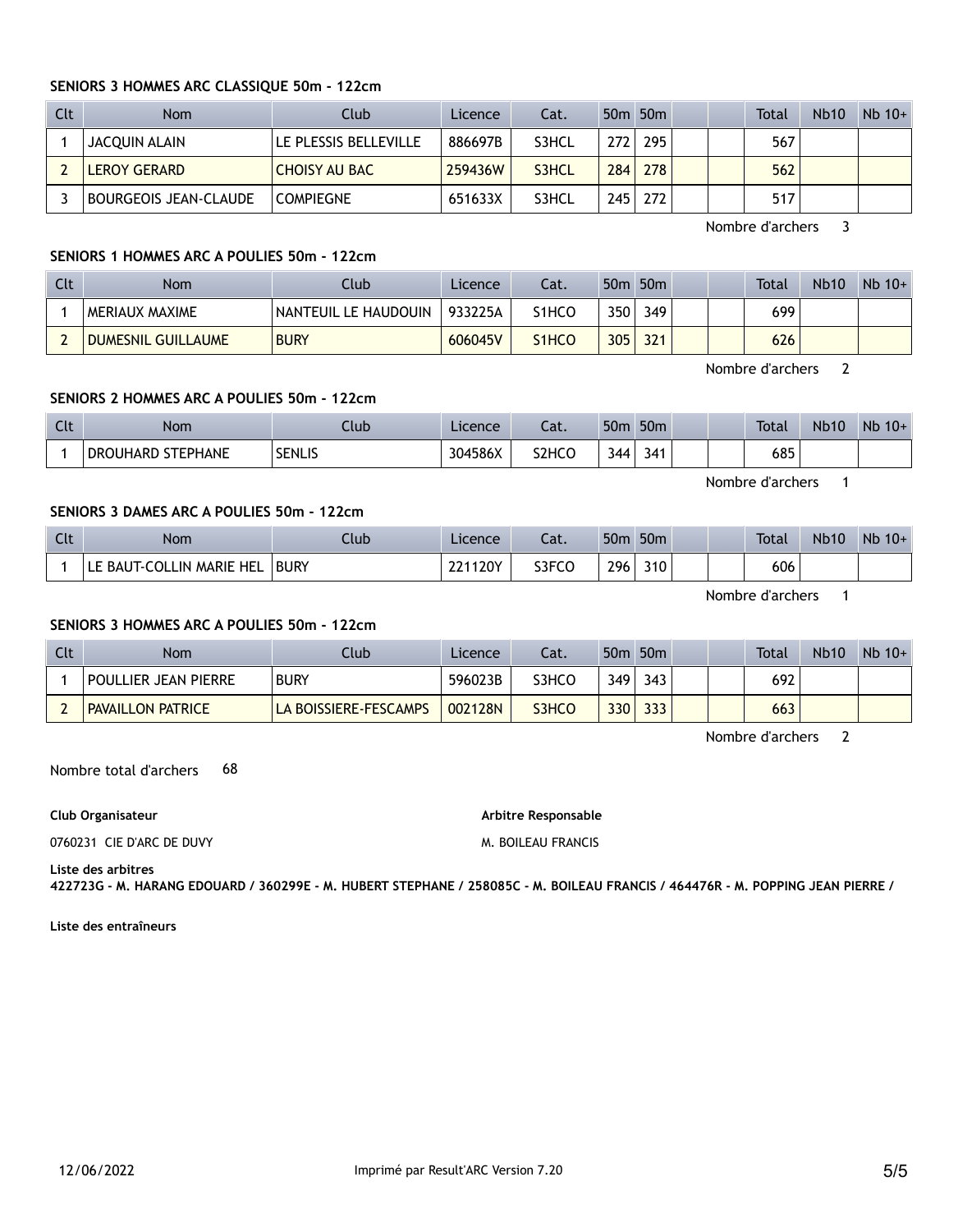**SENIORS 3 HOMMES ARC CLASSIQUE 50m - 122cm**

| Clt | Nom | Club | Licence | Cat. | 50m | 50m | | | Total | Nb10 | Nb 10+ |
|---|---|---|---|---|---|---|---|---|---|---|---|
| 1 | JACQUIN ALAIN | LE PLESSIS BELLEVILLE | 886697B | S3HCL | 272 | 295 | | | 567 | | |
| 2 | LEROY GERARD | CHOISY AU BAC | 259436W | S3HCL | 284 | 278 | | | 562 | | |
| 3 | BOURGEOIS JEAN-CLAUDE | COMPIEGNE | 651633X | S3HCL | 245 | 272 | | | 517 | | |

Nombre d'archers 3

**SENIORS 1 HOMMES ARC A POULIES 50m - 122cm**

| Clt | Nom | Club | Licence | Cat. | 50m | 50m | | | Total | Nb10 | Nb 10+ |
|---|---|---|---|---|---|---|---|---|---|---|---|
| 1 | MERIAUX MAXIME | NANTEUIL LE HAUDOUIN | 933225A | S1HCO | 350 | 349 | | | 699 | | |
| 2 | DUMESNIL GUILLAUME | BURY | 606045V | S1HCO | 305 | 321 | | | 626 | | |

Nombre d'archers 2

**SENIORS 2 HOMMES ARC A POULIES 50m - 122cm**

| Clt | Nom | Club | Licence | Cat. | 50m | 50m | | | Total | Nb10 | Nb 10+ |
|---|---|---|---|---|---|---|---|---|---|---|---|
| 1 | DROUHARD STEPHANE | SENLIS | 304586X | S2HCO | 344 | 341 | | | 685 | | |

Nombre d'archers 1

**SENIORS 3 DAMES ARC A POULIES 50m - 122cm**

| Clt | Nom | Club | Licence | Cat. | 50m | 50m | | | Total | Nb10 | Nb 10+ |
|---|---|---|---|---|---|---|---|---|---|---|---|
| 1 | LE BAUT-COLLIN MARIE HEL | BURY | 221120Y | S3FCO | 296 | 310 | | | 606 | | |

Nombre d'archers 1

**SENIORS 3 HOMMES ARC A POULIES 50m - 122cm**

| Clt | Nom | Club | Licence | Cat. | 50m | 50m | | | Total | Nb10 | Nb 10+ |
|---|---|---|---|---|---|---|---|---|---|---|---|
| 1 | POULLIER JEAN PIERRE | BURY | 596023B | S3HCO | 349 | 343 | | | 692 | | |
| 2 | PAVAILLON PATRICE | LA BOISSIERE-FESCAMPS | 002128N | S3HCO | 330 | 333 | | | 663 | | |

Nombre d'archers 2

Nombre total d'archers 68

**Club Organisateur**

0760231 CIE D'ARC DE DUVY

**Arbitre Responsable**

M. BOILEAU FRANCIS

**Liste des arbitres**

**422723G - M. HARANG EDOUARD / 360299E - M. HUBERT STEPHANE / 258085C - M. BOILEAU FRANCIS / 464476R - M. POPPING JEAN PIERRE /**

**Liste des entraîneurs**

12/06/2022 Imprimé par Result'ARC Version 7.20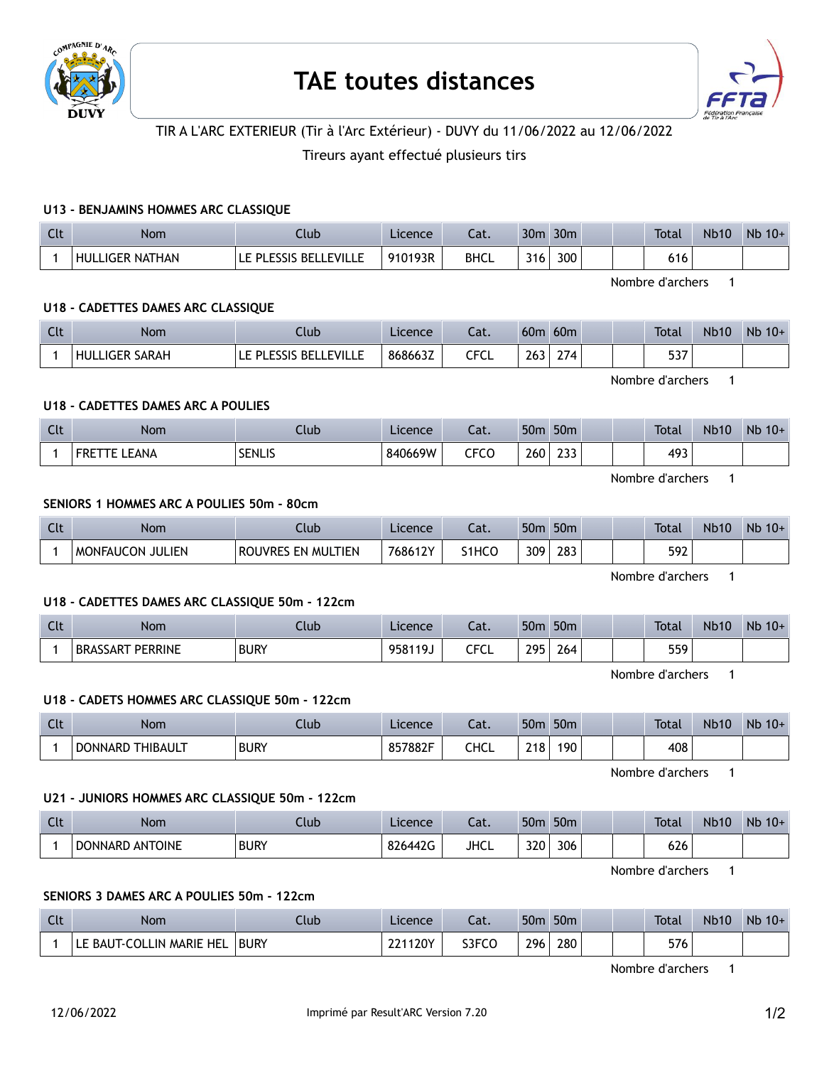# TAE toutes distances

TIR A L'ARC EXTERIEUR (Tir à l'Arc Extérieur) - DUVY du 11/06/2022 au 12/06/2022

Tireurs ayant effectué plusieurs tirs

### U13 - BENJAMINS HOMMES ARC CLASSIQUE

| Clt | Nom | Club | Licence | Cat. | 30m | 30m | | | Total | Nb10 | Nb 10+ |
|---|---|---|---|---|---|---|---|---|---|---|---|
| 1 | HULLIGER NATHAN | LE PLESSIS BELLEVILLE | 910193R | BHCL | 316 | 300 | | | 616 | | |

Nombre d'archers 1

### U18 - CADETTES DAMES ARC CLASSIQUE

| Clt | Nom | Club | Licence | Cat. | 60m | 60m | | | Total | Nb10 | Nb 10+ |
|---|---|---|---|---|---|---|---|---|---|---|---|
| 1 | HULLIGER SARAH | LE PLESSIS BELLEVILLE | 868663Z | CFCL | 263 | 274 | | | 537 | | |

Nombre d'archers 1

### U18 - CADETTES DAMES ARC A POULIES

| Clt | Nom | Club | Licence | Cat. | 50m | 50m | | | Total | Nb10 | Nb 10+ |
|---|---|---|---|---|---|---|---|---|---|---|---|
| 1 | FRETTE LEANA | SENLIS | 840669W | CFCO | 260 | 233 | | | 493 | | |

Nombre d'archers 1

### SENIORS 1 HOMMES ARC A POULIES 50m - 80cm

| Clt | Nom | Club | Licence | Cat. | 50m | 50m | | | Total | Nb10 | Nb 10+ |
|---|---|---|---|---|---|---|---|---|---|---|---|
| 1 | MONFAUCON JULIEN | ROUVRES EN MULTIEN | 768612Y | S1HCO | 309 | 283 | | | 592 | | |

Nombre d'archers 1

### U18 - CADETTES DAMES ARC CLASSIQUE 50m - 122cm

| Clt | Nom | Club | Licence | Cat. | 50m | 50m | | | Total | Nb10 | Nb 10+ |
|---|---|---|---|---|---|---|---|---|---|---|---|
| 1 | BRASSART PERRINE | BURY | 958119J | CFCL | 295 | 264 | | | 559 | | |

Nombre d'archers 1

### U18 - CADETS HOMMES ARC CLASSIQUE 50m - 122cm

| Clt | Nom | Club | Licence | Cat. | 50m | 50m | | | Total | Nb10 | Nb 10+ |
|---|---|---|---|---|---|---|---|---|---|---|---|
| 1 | DONNARD THIBAULT | BURY | 857882F | CHCL | 218 | 190 | | | 408 | | |

Nombre d'archers 1

### U21 - JUNIORS HOMMES ARC CLASSIQUE 50m - 122cm

| Clt | Nom | Club | Licence | Cat. | 50m | 50m | | | Total | Nb10 | Nb 10+ |
|---|---|---|---|---|---|---|---|---|---|---|---|
| 1 | DONNARD ANTOINE | BURY | 826442G | JHCL | 320 | 306 | | | 626 | | |

Nombre d'archers 1

### SENIORS 3 DAMES ARC A POULIES 50m - 122cm

| Clt | Nom | Club | Licence | Cat. | 50m | 50m | | | Total | Nb10 | Nb 10+ |
|---|---|---|---|---|---|---|---|---|---|---|---|
| 1 | LE BAUT-COLLIN MARIE HEL | BURY | 221120Y | S3FCO | 296 | 280 | | | 576 | | |

Nombre d'archers 1

12/06/2022 Imprimé par Result'ARC Version 7.20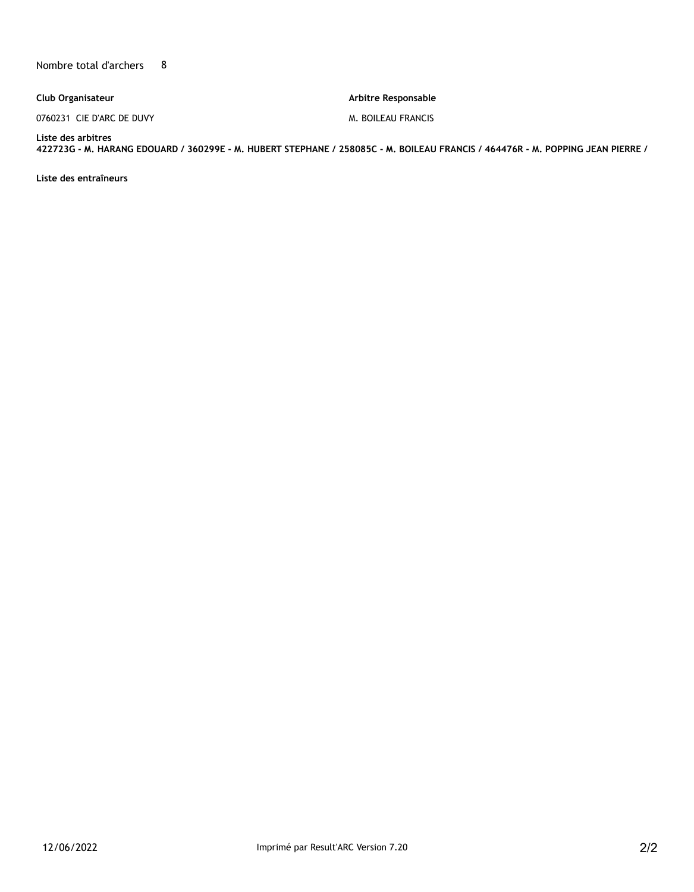Nombre total d'archers 8

**Club Organisateur**

0760231 CIE D'ARC DE DUVY

**Arbitre Responsable**

M. BOILEAU FRANCIS

**Liste des arbitres**

**422723G - M. HARANG EDOUARD / 360299E - M. HUBERT STEPHANE / 258085C - M. BOILEAU FRANCIS / 464476R - M. POPPING JEAN PIERRE /**

**Liste des entraîneurs**

12/06/2022 Imprimé par Result'ARC Version 7.20